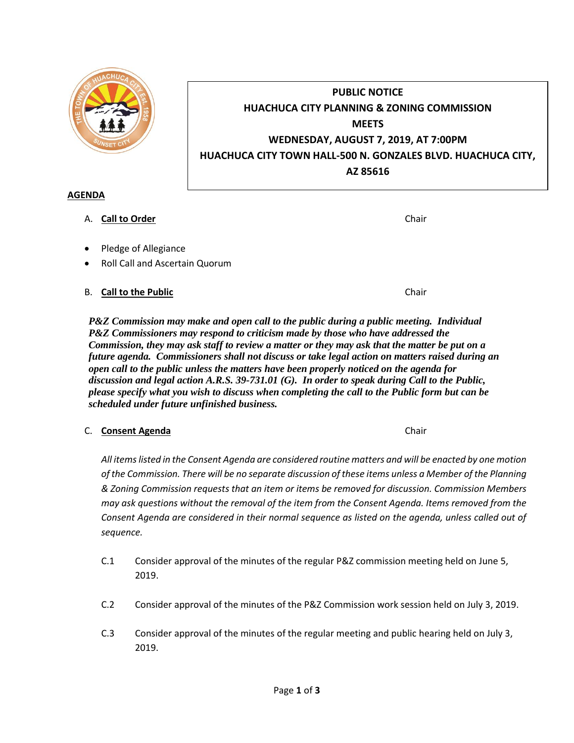**PUBLIC NOTICE**
**HUACHUCA CITY PLANNING & ZONING COMMISSION**
**MEETS**
**WEDNESDAY, AUGUST 7, 2019, AT 7:00PM**
**HUACHUCA CITY TOWN HALL-500 N. GONZALES BLVD. HUACHUCA CITY, AZ 85616**

## AGENDA

A. **Call to Order** Chair

- Pledge of Allegiance
- Roll Call and Ascertain Quorum

B. **Call to the Public** Chair

***P&Z Commission may make and open call to the public during a public meeting. Individual P&Z Commissioners may respond to criticism made by those who have addressed the Commission, they may ask staff to review a matter or they may ask that the matter be put on a future agenda. Commissioners shall not discuss or take legal action on matters raised during an open call to the public unless the matters have been properly noticed on the agenda for discussion and legal action A.R.S. 39-731.01 (G). In order to speak during Call to the Public, please specify what you wish to discuss when completing the call to the Public form but can be scheduled under future unfinished business.***

C. **Consent Agenda** Chair

*All items listed in the Consent Agenda are considered routine matters and will be enacted by one motion of the Commission. There will be no separate discussion of these items unless a Member of the Planning & Zoning Commission requests that an item or items be removed for discussion. Commission Members may ask questions without the removal of the item from the Consent Agenda. Items removed from the Consent Agenda are considered in their normal sequence as listed on the agenda, unless called out of sequence.*

C.1 Consider approval of the minutes of the regular P&Z commission meeting held on June 5, 2019.

C.2 Consider approval of the minutes of the P&Z Commission work session held on July 3, 2019.

C.3 Consider approval of the minutes of the regular meeting and public hearing held on July 3, 2019.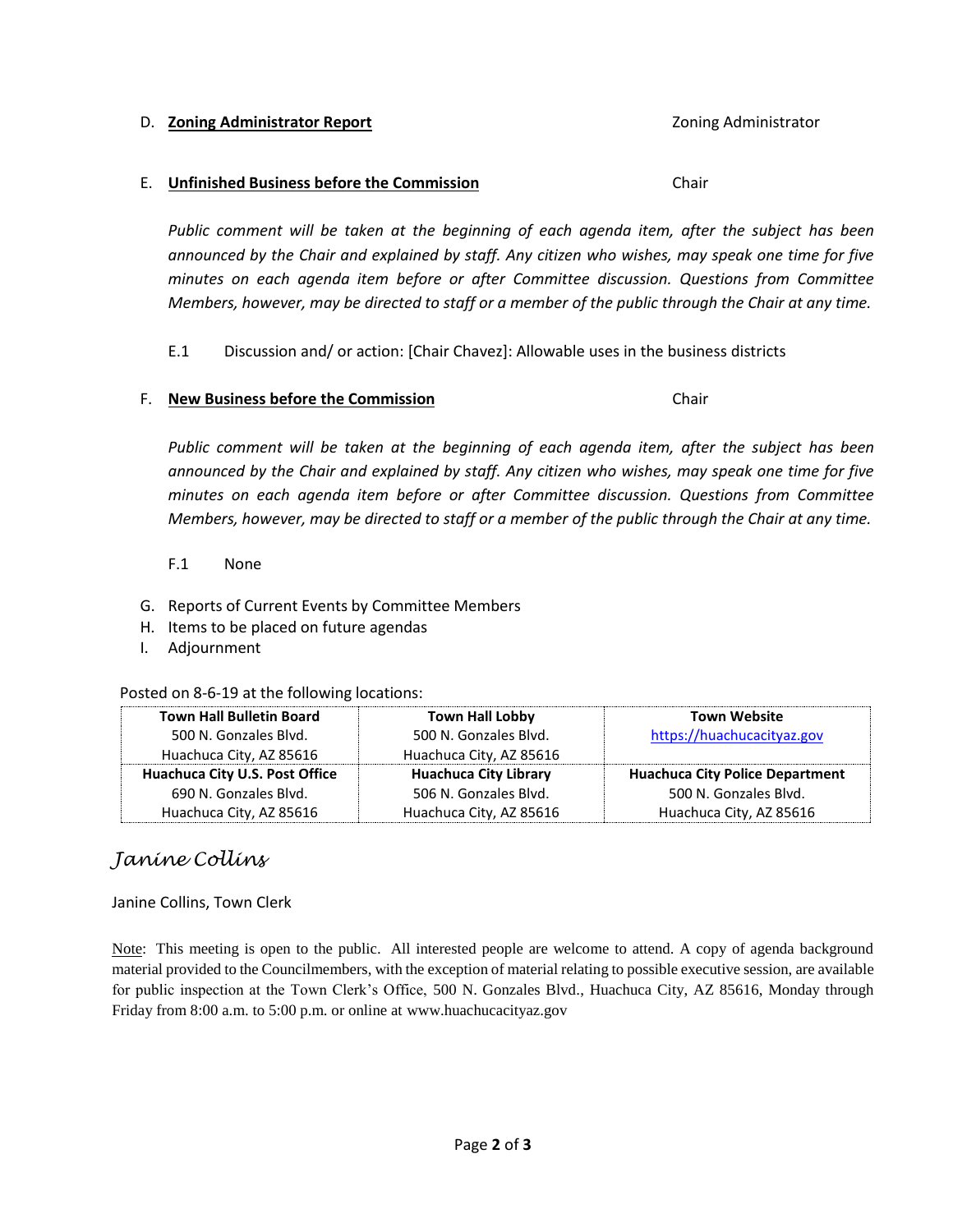D. **Zoning Administrator Report** Zoning Administrator

E. **Unfinished Business before the Commission** Chair

*Public comment will be taken at the beginning of each agenda item, after the subject has been announced by the Chair and explained by staff. Any citizen who wishes, may speak one time for five minutes on each agenda item before or after Committee discussion. Questions from Committee Members, however, may be directed to staff or a member of the public through the Chair at any time.*

E.1 Discussion and/ or action: [Chair Chavez]: Allowable uses in the business districts

F. **New Business before the Commission** Chair

*Public comment will be taken at the beginning of each agenda item, after the subject has been announced by the Chair and explained by staff. Any citizen who wishes, may speak one time for five minutes on each agenda item before or after Committee discussion. Questions from Committee Members, however, may be directed to staff or a member of the public through the Chair at any time.*

F.1 None

G. Reports of Current Events by Committee Members

H. Items to be placed on future agendas

I. Adjournment

Posted on 8-6-19 at the following locations:

| **Town Hall Bulletin Board**<br>500 N. Gonzales Blvd.<br>Huachuca City, AZ 85616 | **Town Hall Lobby**<br>500 N. Gonzales Blvd.<br>Huachuca City, AZ 85616 | **Town Website**<br>https://huachucacityaz.gov |
|---|---|---|
| **Huachuca City U.S. Post Office**<br>690 N. Gonzales Blvd.<br>Huachuca City, AZ 85616 | **Huachuca City Library**<br>506 N. Gonzales Blvd.<br>Huachuca City, AZ 85616 | **Huachuca City Police Department**<br>500 N. Gonzales Blvd.<br>Huachuca City, AZ 85616 |

*Janine Collins*

Janine Collins, Town Clerk

Note: This meeting is open to the public. All interested people are welcome to attend. A copy of agenda background material provided to the Councilmembers, with the exception of material relating to possible executive session, are available for public inspection at the Town Clerk's Office, 500 N. Gonzales Blvd., Huachuca City, AZ 85616, Monday through Friday from 8:00 a.m. to 5:00 p.m. or online at www.huachucacityaz.gov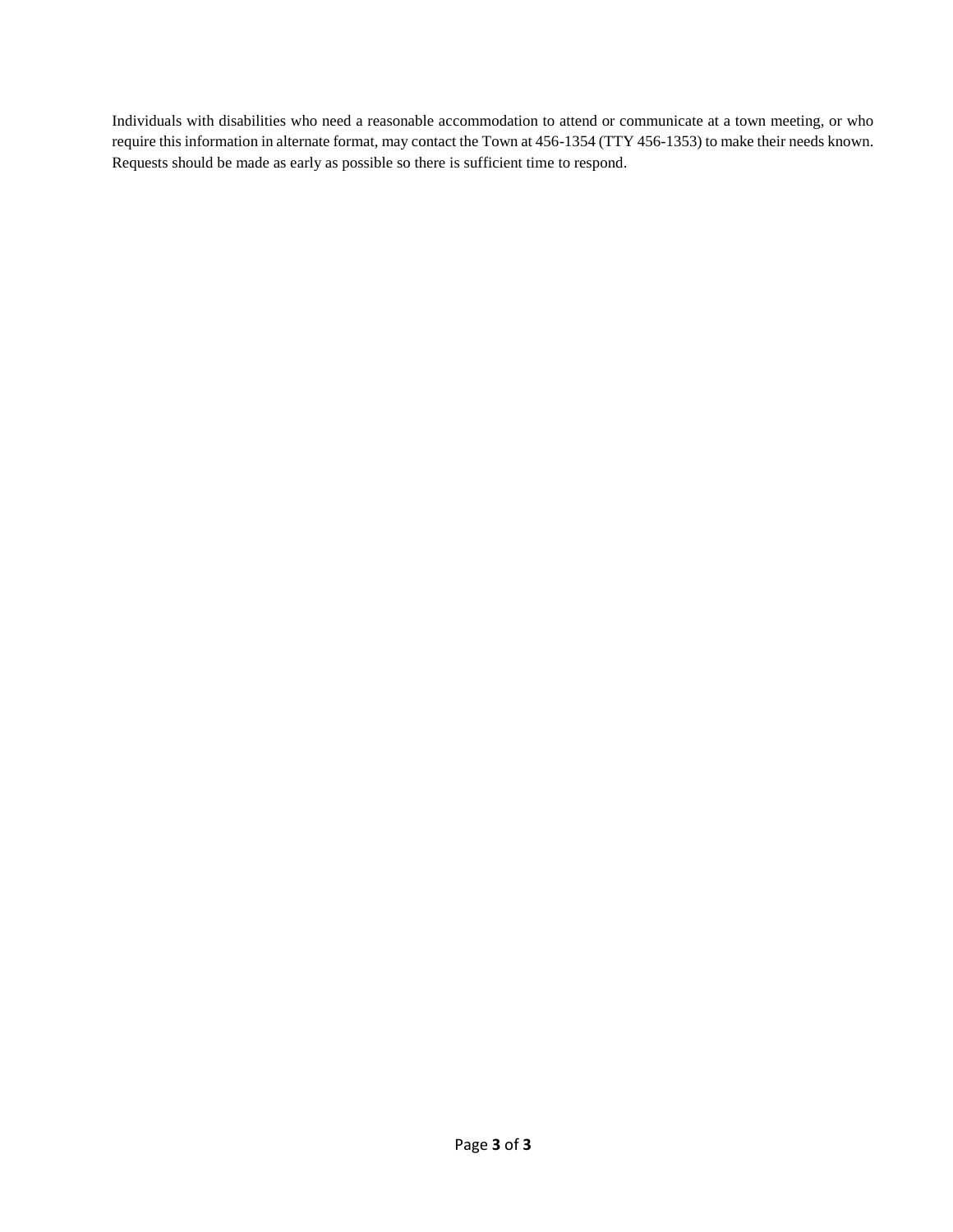Individuals with disabilities who need a reasonable accommodation to attend or communicate at a town meeting, or who require this information in alternate format, may contact the Town at 456-1354 (TTY 456-1353) to make their needs known. Requests should be made as early as possible so there is sufficient time to respond.